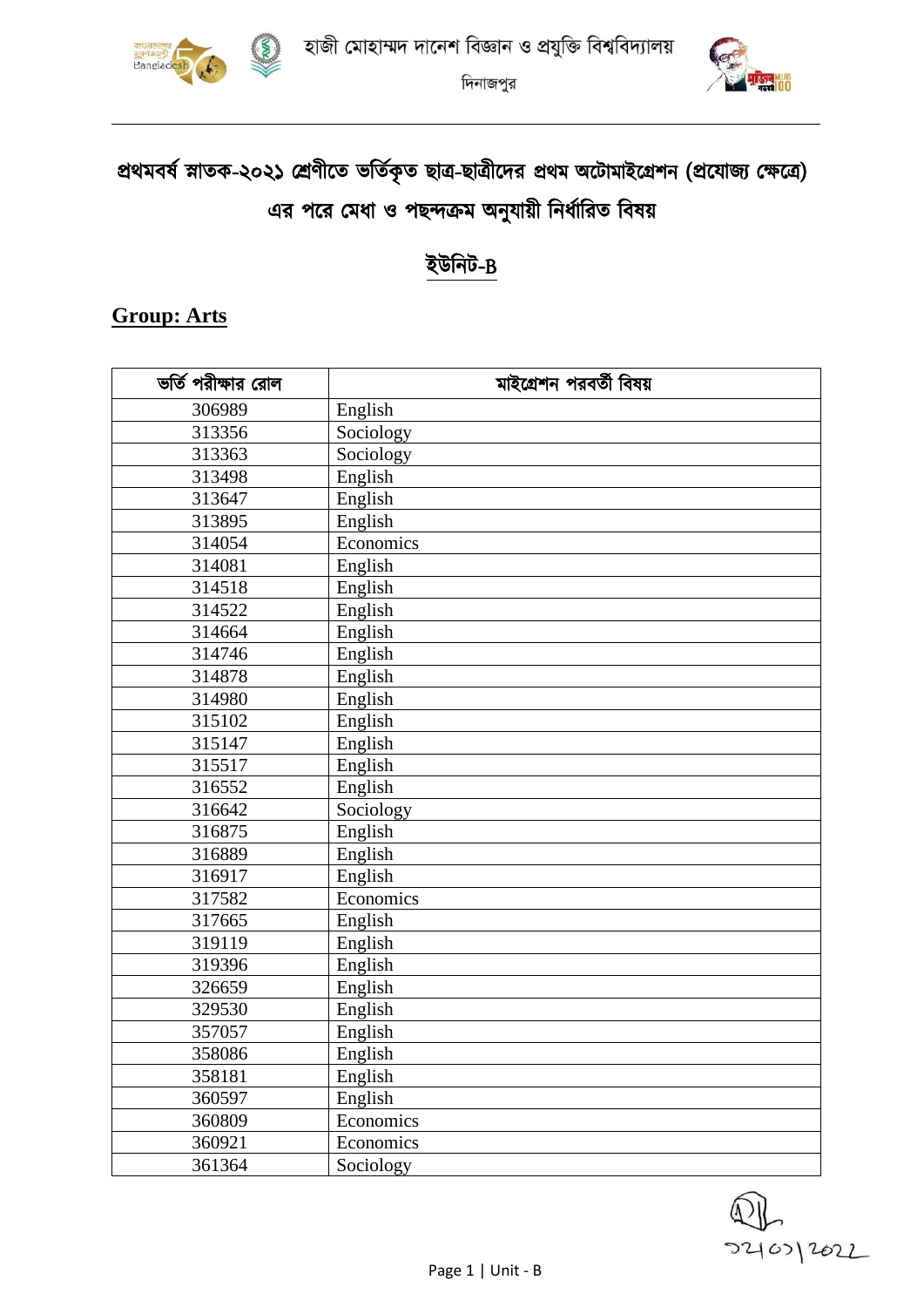হাজী মোহাম্মদ দানেশ বিজ্ঞান ও প্রযুক্তি বিশ্ববিদ্যালয়

দিনাজপুর

# প্রথমবর্ষ স্নাতক-২০২১ শ্রেণীতে ভর্তিকৃত ছাত্র-ছাত্রীদের প্রথম অটোমাইগ্রেশন (প্রযোজ্য ক্ষেত্রে) এর পরে মেধা ও পছন্দক্রম অনুযায়ী নির্ধারিত বিষয়

## ইউনিট-B

### Group: Arts

| ভর্তি পরীক্ষার রোল | মাইগ্রেশন পরবর্তী বিষয় |
|---|---|
| 306989 | English |
| 313356 | Sociology |
| 313363 | Sociology |
| 313498 | English |
| 313647 | English |
| 313895 | English |
| 314054 | Economics |
| 314081 | English |
| 314518 | English |
| 314522 | English |
| 314664 | English |
| 314746 | English |
| 314878 | English |
| 314980 | English |
| 315102 | English |
| 315147 | English |
| 315517 | English |
| 316552 | English |
| 316642 | Sociology |
| 316875 | English |
| 316889 | English |
| 316917 | English |
| 317582 | Economics |
| 317665 | English |
| 319119 | English |
| 319396 | English |
| 326659 | English |
| 329530 | English |
| 357057 | English |
| 358086 | English |
| 358181 | English |
| 360597 | English |
| 360809 | Economics |
| 360921 | Economics |
| 361364 | Sociology |

২৪/০৩/2022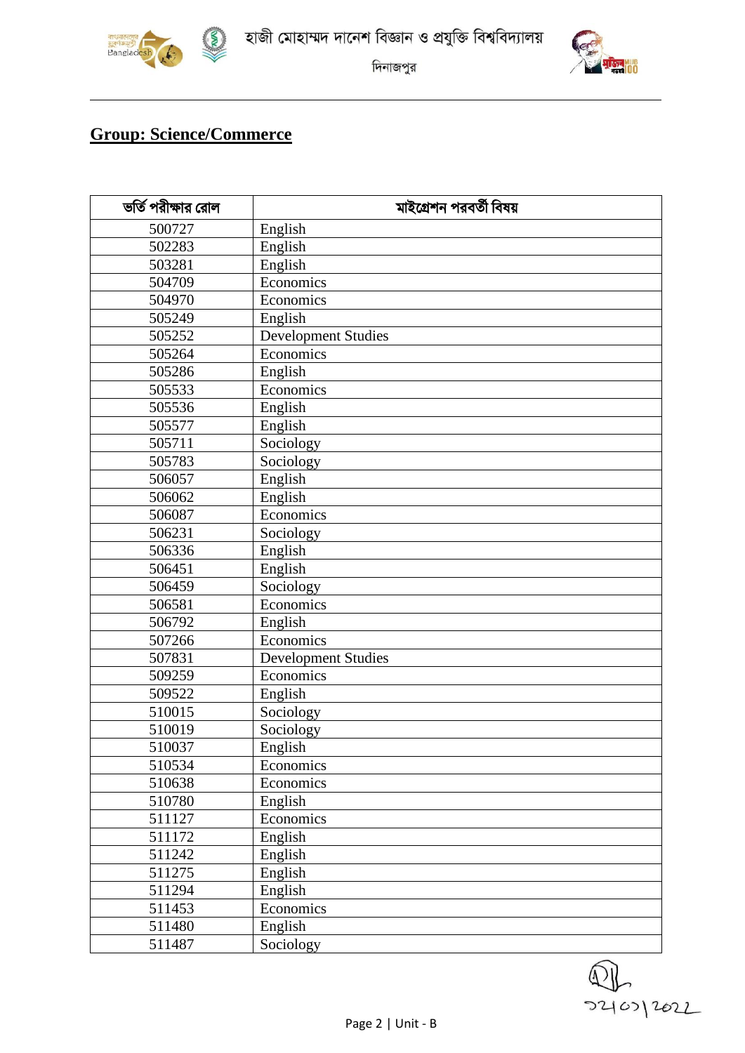## Group: Science/Commerce

| ভর্তি পরীক্ষার রোল | মাইগ্রেশন পরবর্তী বিষয় |
|---|---|
| 500727 | English |
| 502283 | English |
| 503281 | English |
| 504709 | Economics |
| 504970 | Economics |
| 505249 | English |
| 505252 | Development Studies |
| 505264 | Economics |
| 505286 | English |
| 505533 | Economics |
| 505536 | English |
| 505577 | English |
| 505711 | Sociology |
| 505783 | Sociology |
| 506057 | English |
| 506062 | English |
| 506087 | Economics |
| 506231 | Sociology |
| 506336 | English |
| 506451 | English |
| 506459 | Sociology |
| 506581 | Economics |
| 506792 | English |
| 507266 | Economics |
| 507831 | Development Studies |
| 509259 | Economics |
| 509522 | English |
| 510015 | Sociology |
| 510019 | Sociology |
| 510037 | English |
| 510534 | Economics |
| 510638 | Economics |
| 510780 | English |
| 511127 | Economics |
| 511172 | English |
| 511242 | English |
| 511275 | English |
| 511294 | English |
| 511453 | Economics |
| 511480 | English |
| 511487 | Sociology |

২৭/০৩/২০২২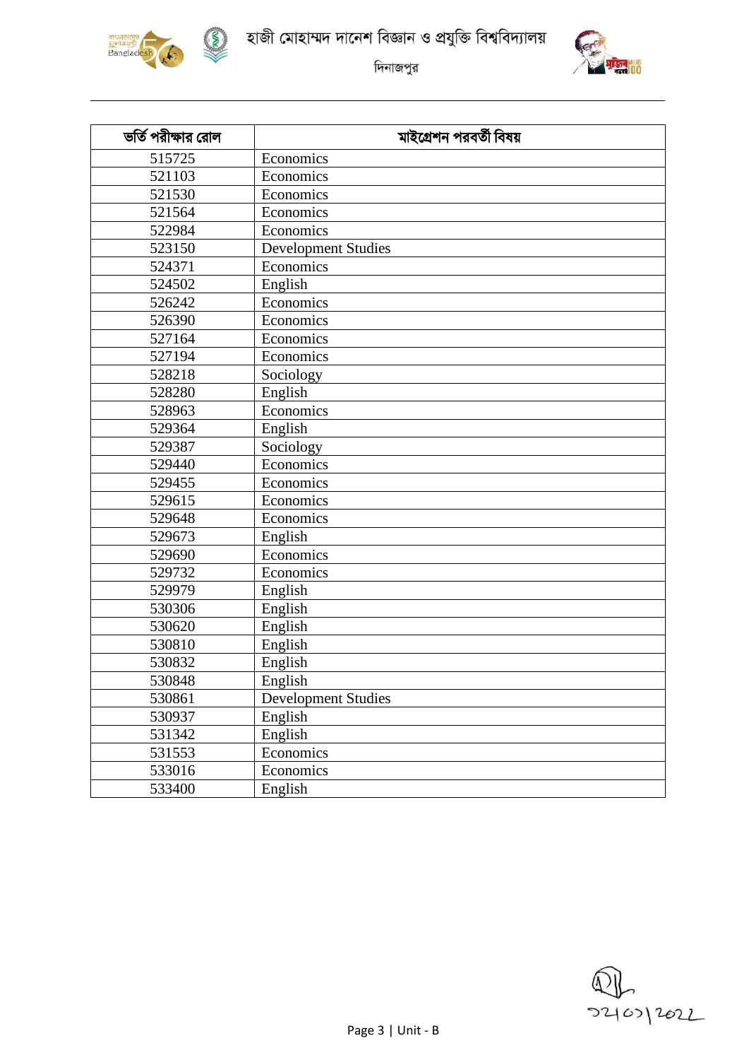| ভর্তি পরীক্ষার রোল | মাইগ্রেশন পরবর্তী বিষয় |
|---|---|
| 515725 | Economics |
| 521103 | Economics |
| 521530 | Economics |
| 521564 | Economics |
| 522984 | Economics |
| 523150 | Development Studies |
| 524371 | Economics |
| 524502 | English |
| 526242 | Economics |
| 526390 | Economics |
| 527164 | Economics |
| 527194 | Economics |
| 528218 | Sociology |
| 528280 | English |
| 528963 | Economics |
| 529364 | English |
| 529387 | Sociology |
| 529440 | Economics |
| 529455 | Economics |
| 529615 | Economics |
| 529648 | Economics |
| 529673 | English |
| 529690 | Economics |
| 529732 | Economics |
| 529979 | English |
| 530306 | English |
| 530620 | English |
| 530810 | English |
| 530832 | English |
| 530848 | English |
| 530861 | Development Studies |
| 530937 | English |
| 531342 | English |
| 531553 | Economics |
| 533016 | Economics |
| 533400 | English |

২৪/০১/2022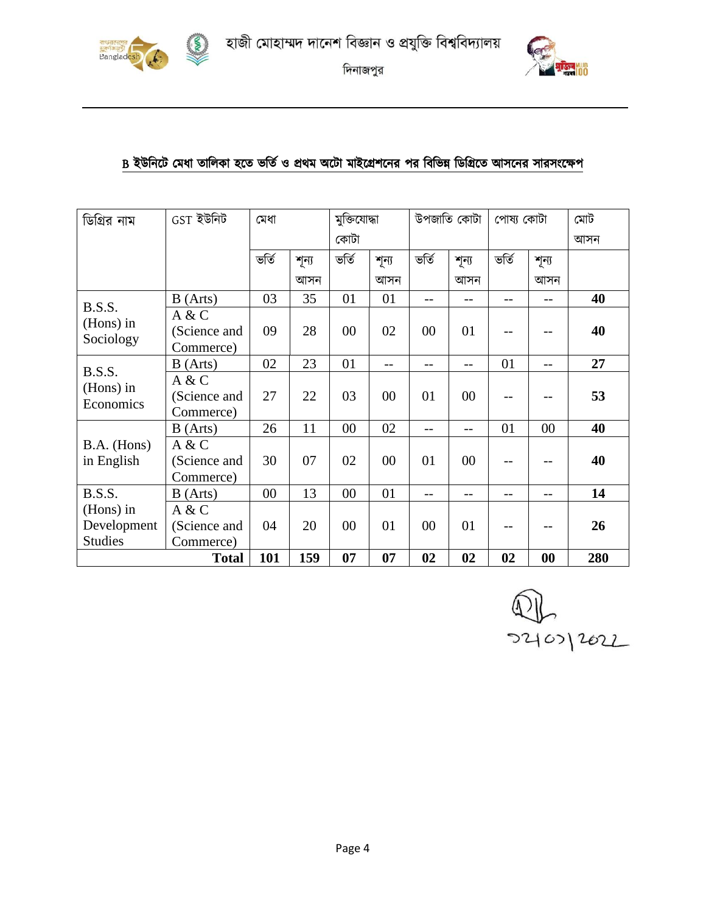হাজী মোহাম্মদ দানেশ বিজ্ঞান ও প্রযুক্তি বিশ্ববিদ্যালয়

দিনাজপুর

## B ইউনিটে মেধা তালিকা হতে ভর্তি ও প্রথম অটো মাইগ্রেশনের পর বিভিন্ন ডিগ্রিতে আসনের সারসংক্ষেপ

| ডিগ্রির নাম | GST ইউনিট | মেধা | | মুক্তিযোদ্ধা কোটা | | উপজাতি কোটা | | পোষ্য কোটা | | মোট আসন |
|---|---|---|---|---|---|---|---|---|---|---|
| | | ভর্তি | শূন্য আসন | ভর্তি | শূন্য আসন | ভর্তি | শূন্য আসন | ভর্তি | শূন্য আসন | |
| B.S.S. (Hons) in Sociology | B (Arts) | 03 | 35 | 01 | 01 | -- | -- | -- | -- | **40** |
| | A & C (Science and Commerce) | 09 | 28 | 00 | 02 | 00 | 01 | -- | -- | **40** |
| B.S.S. (Hons) in Economics | B (Arts) | 02 | 23 | 01 | -- | -- | -- | 01 | -- | **27** |
| | A & C (Science and Commerce) | 27 | 22 | 03 | 00 | 01 | 00 | -- | -- | **53** |
| B.A. (Hons) in English | B (Arts) | 26 | 11 | 00 | 02 | -- | -- | 01 | 00 | **40** |
| | A & C (Science and Commerce) | 30 | 07 | 02 | 00 | 01 | 00 | -- | -- | **40** |
| B.S.S. (Hons) in Development Studies | B (Arts) | 00 | 13 | 00 | 01 | -- | -- | -- | -- | **14** |
| | A & C (Science and Commerce) | 04 | 20 | 00 | 01 | 00 | 01 | -- | -- | **26** |
| **Total** | | **101** | **159** | **07** | **07** | **02** | **02** | **02** | **00** | **280** |

২৪/০১/2022